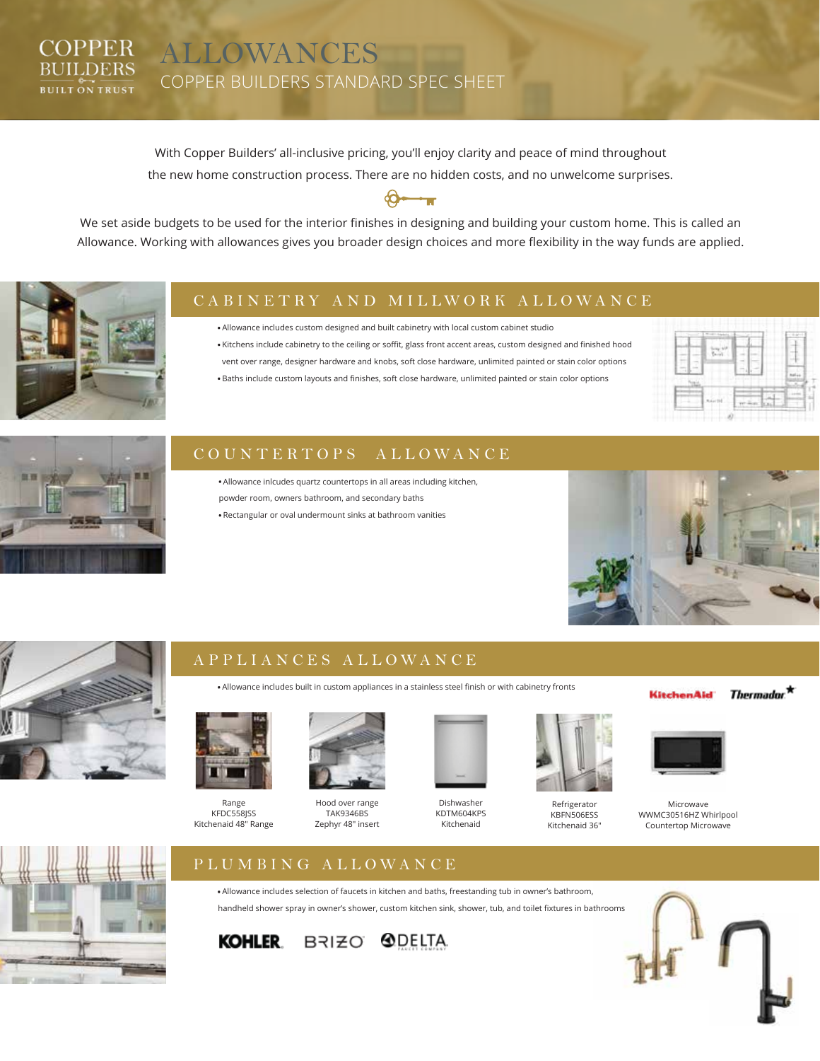COPPER BUILDERS
BUILT ON TRUST

# ALLOWANCES

## COPPER BUILDERS STANDARD SPEC SHEET

With Copper Builders' all-inclusive pricing, you'll enjoy clarity and peace of mind throughout the new home construction process. There are no hidden costs, and no unwelcome surprises.

We set aside budgets to be used for the interior finishes in designing and building your custom home. This is called an Allowance. Working with allowances gives you broader design choices and more flexibility in the way funds are applied.

## CABINETRY AND MILLWORK ALLOWANCE

- Allowance includes custom designed and built cabinetry with local custom cabinet studio
- Kitchens include cabinetry to the ceiling or soffit, glass front accent areas, custom designed and finished hood vent over range, designer hardware and knobs, soft close hardware, unlimited painted or stain color options
- Baths include custom layouts and finishes, soft close hardware, unlimited painted or stain color options

## COUNTERTOPS ALLOWANCE

- Allowance inlcudes quartz countertops in all areas including kitchen, powder room, owners bathroom, and secondary baths
- Rectangular or oval undermount sinks at bathroom vanities

## APPLIANCES ALLOWANCE

- Allowance includes built in custom appliances in a stainless steel finish or with cabinetry fronts

KitchenAid Thermador

Range
KFDC558JSS
Kitchenaid 48" Range

Hood over range
TAK9346BS
Zephyr 48" insert

Dishwasher
KDTM604KPS
Kitchenaid

Refrigerator
KBFN506ESS
Kitchenaid 36"

Microwave
WWMC30516HZ Whirlpool
Countertop Microwave

## PLUMBING ALLOWANCE

- Allowance includes selection of faucets in kitchen and baths, freestanding tub in owner's bathroom, handheld shower spray in owner's shower, custom kitchen sink, shower, tub, and toilet fixtures in bathrooms

KOHLER BRIZO DELTA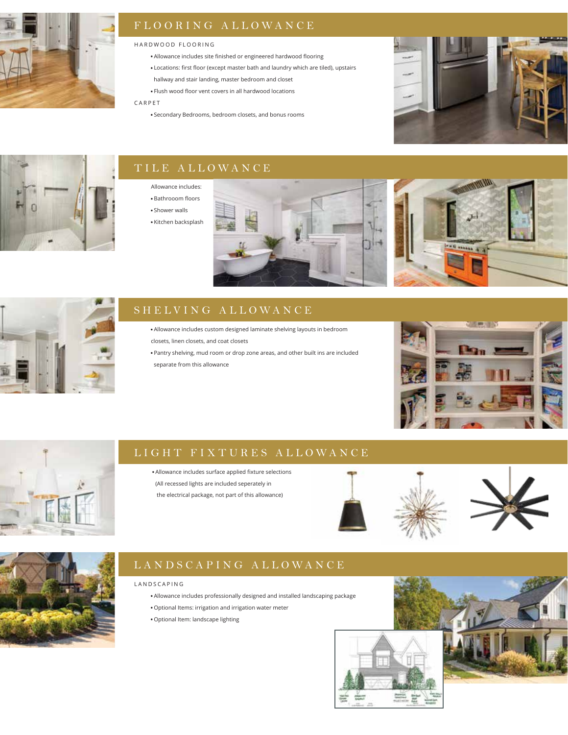## FLOORING ALLOWANCE

### HARDWOOD FLOORING

- Allowance includes site finished or engineered hardwood flooring
- Locations: first floor (except master bath and laundry which are tiled), upstairs hallway and stair landing, master bedroom and closet
- Flush wood floor vent covers in all hardwood locations

### CARPET

- Secondary Bedrooms, bedroom closets, and bonus rooms

## TILE ALLOWANCE

Allowance includes:

- Bathrooom floors
- Shower walls
- Kitchen backsplash

## SHELVING ALLOWANCE

- Allowance includes custom designed laminate shelving layouts in bedroom closets, linen closets, and coat closets
- Pantry shelving, mud room or drop zone areas, and other built ins are included separate from this allowance

## LIGHT FIXTURES ALLOWANCE

- Allowance includes surface applied fixture selections (All recessed lights are included seperately in the electrical package, not part of this allowance)

## LANDSCAPING ALLOWANCE

### LANDSCAPING

- Allowance includes professionally designed and installed landscaping package
- Optional Items: irrigation and irrigation water meter
- Optional Item: landscape lighting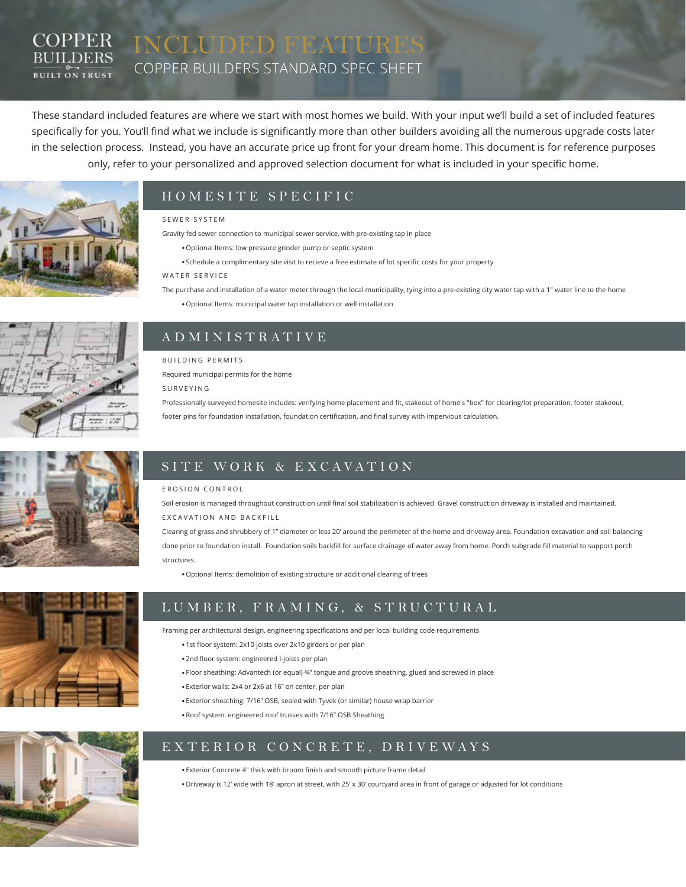# INCLUDED FEATURES

## COPPER BUILDERS STANDARD SPEC SHEET

These standard included features are where we start with most homes we build. With your input we'll build a set of included features specifically for you. You'll find what we include is significantly more than other builders avoiding all the numerous upgrade costs later in the selection process. Instead, you have an accurate price up front for your dream home. This document is for reference purposes only, refer to your personalized and approved selection document for what is included in your specific home.

## HOMESITE SPECIFIC

### SEWER SYSTEM

Gravity fed sewer connection to municipal sewer service, with pre-existing tap in place

- Optional Items: low pressure grinder pump or septic system
- Schedule a complimentary site visit to recieve a free estimate of lot specific costs for your property

### WATER SERVICE

The purchase and installation of a water meter through the local municipality, tying into a pre-existing city water tap with a 1" water line to the home

- Optional Items: municipal water tap installation or well installation

## ADMINISTRATIVE

### BUILDING PERMITS

Required municipal permits for the home

### SURVEYING

Professionally surveyed homesite includes: verifying home placement and fit, stakeout of home's "box" for clearing/lot preparation, footer stakeout, footer pins for foundation installation, foundation certification, and final survey with impervious calculation.

## SITE WORK & EXCAVATION

### EROSION CONTROL

Soil erosion is managed throughout construction until final soil stabilization is achieved. Gravel construction driveway is installed and maintained.

### EXCAVATION AND BACKFILL

Clearing of grass and shrubbery of 1" diameter or less 20' around the perimeter of the home and driveway area. Foundation excavation and soil balancing done prior to foundation install. Foundation soils backfill for surface drainage of water away from home. Porch subgrade fill material to support porch structures.

- Optional Items: demolition of existing structure or additional clearing of trees

## LUMBER, FRAMING, & STRUCTURAL

Framing per architectural design, engineering specifications and per local building code requirements

- 1st floor system: 2x10 joists over 2x10 girders or per plan
- 2nd floor system: engineered I-joists per plan
- Floor sheathing: Advantech (or equal) ¾" tongue and groove sheathing, glued and screwed in place
- Exterior walls: 2x4 or 2x6 at 16" on center, per plan
- Exterior sheathing: 7/16" OSB, sealed with Tyvek (or similar) house wrap barrier
- Roof system: engineered roof trusses with 7/16" OSB Sheathing

## EXTERIOR CONCRETE, DRIVEWAYS

- Exterior Concrete 4" thick with broom finish and smooth picture frame detail
- Driveway is 12' wide with 18' apron at street, with 25' x 30' courtyard area in front of garage or adjusted for lot conditions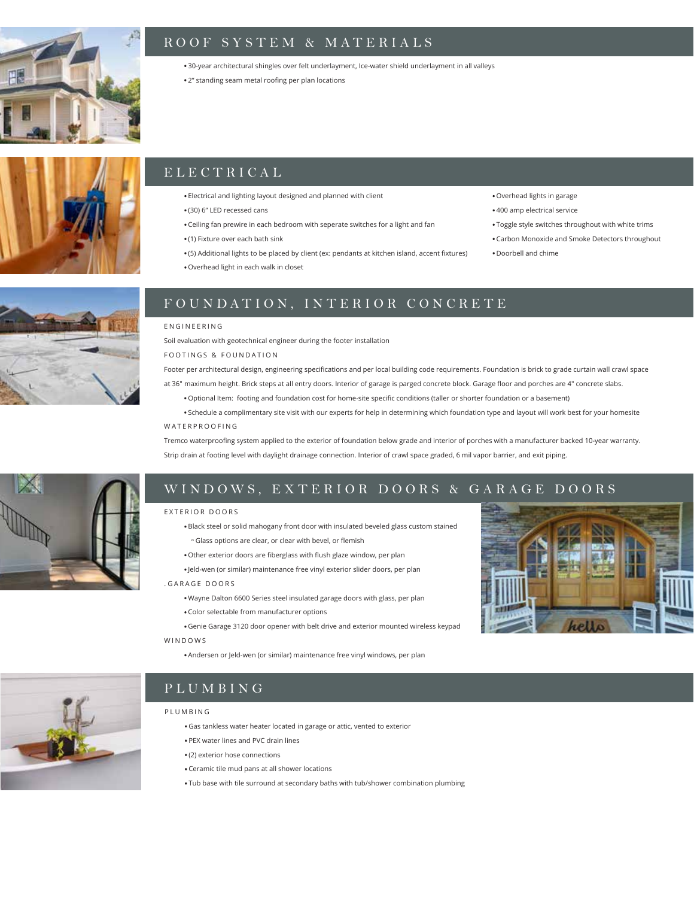## ROOF SYSTEM & MATERIALS

- 30-year architectural shingles over felt underlayment, Ice-water shield underlayment in all valleys
- 2" standing seam metal roofing per plan locations

## ELECTRICAL

- Electrical and lighting layout designed and planned with client
- (30) 6" LED recessed cans
- Ceiling fan prewire in each bedroom with seperate switches for a light and fan
- (1) Fixture over each bath sink
- (5) Additional lights to be placed by client (ex: pendants at kitchen island, accent fixtures)
- Overhead light in each walk in closet
- Overhead lights in garage
- 400 amp electrical service
- Toggle style switches throughout with white trims
- Carbon Monoxide and Smoke Detectors throughout
- Doorbell and chime

## FOUNDATION, INTERIOR CONCRETE

### ENGINEERING

Soil evaluation with geotechnical engineer during the footer installation

### FOOTINGS & FOUNDATION

Footer per architectural design, engineering specifications and per local building code requirements. Foundation is brick to grade curtain wall crawl space at 36" maximum height. Brick steps at all entry doors. Interior of garage is parged concrete block. Garage floor and porches are 4" concrete slabs.

- Optional Item: footing and foundation cost for home-site specific conditions (taller or shorter foundation or a basement)
- Schedule a complimentary site visit with our experts for help in determining which foundation type and layout will work best for your homesite

### WATERPROOFING

Tremco waterproofing system applied to the exterior of foundation below grade and interior of porches with a manufacturer backed 10-year warranty. Strip drain at footing level with daylight drainage connection. Interior of crawl space graded, 6 mil vapor barrier, and exit piping.

## WINDOWS, EXTERIOR DOORS & GARAGE DOORS

### EXTERIOR DOORS

- Black steel or solid mahogany front door with insulated beveled glass custom stained
  - Glass options are clear, or clear with bevel, or flemish
- Other exterior doors are fiberglass with flush glaze window, per plan
- Jeld-wen (or similar) maintenance free vinyl exterior slider doors, per plan

### .GARAGE DOORS

- Wayne Dalton 6600 Series steel insulated garage doors with glass, per plan
- Color selectable from manufacturer options
- Genie Garage 3120 door opener with belt drive and exterior mounted wireless keypad

### WINDOWS

- Andersen or Jeld-wen (or similar) maintenance free vinyl windows, per plan

## PLUMBING

### PLUMBING

- Gas tankless water heater located in garage or attic, vented to exterior
- PEX water lines and PVC drain lines
- (2) exterior hose connections
- Ceramic tile mud pans at all shower locations
- Tub base with tile surround at secondary baths with tub/shower combination plumbing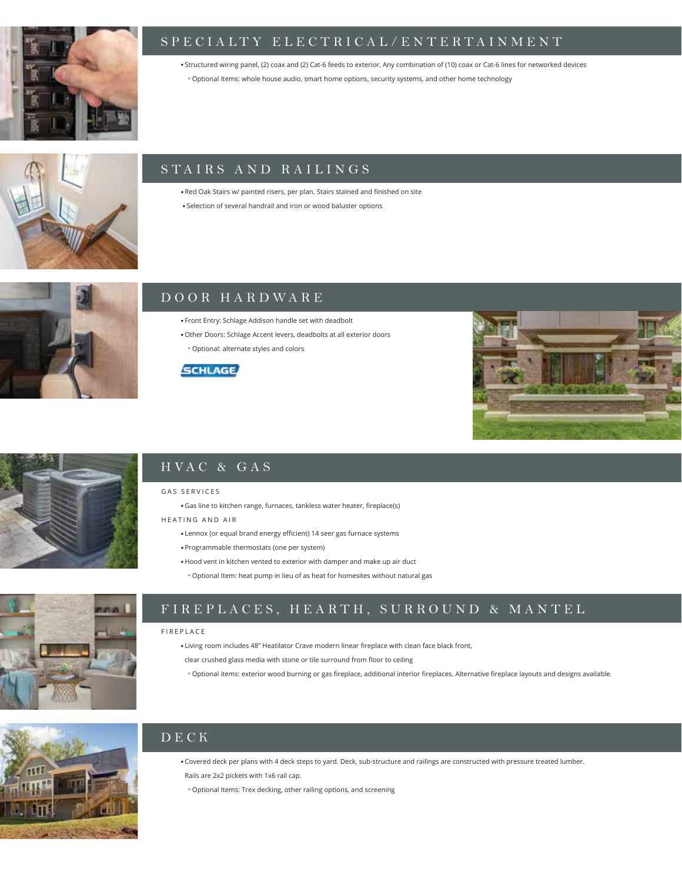## SPECIALTY ELECTRICAL/ENTERTAINMENT

- Structured wiring panel, (2) coax and (2) Cat-6 feeds to exterior, Any combination of (10) coax or Cat-6 lines for networked devices
  - Optional Items: whole house audio, smart home options, security systems, and other home technology

## STAIRS AND RAILINGS

- Red Oak Stairs w/ painted risers, per plan. Stairs stained and finished on site
- Selection of several handrail and iron or wood baluster options

## DOOR HARDWARE

- Front Entry: Schlage Addison handle set with deadbolt
- Other Doors: Schlage Accent levers, deadbolts at all exterior doors
  - Optional: alternate styles and colors

SCHLAGE

## HVAC & GAS

### GAS SERVICES

- Gas line to kitchen range, furnaces, tankless water heater, fireplace(s)

### HEATING AND AIR

- Lennox (or equal brand energy efficient) 14 seer gas furnace systems
- Programmable thermostats (one per system)
- Hood vent in kitchen vented to exterior with damper and make up air duct
  - Optional Item: heat pump in lieu of as heat for homesites without natural gas

## FIREPLACES, HEARTH, SURROUND & MANTEL

### FIREPLACE

- Living room includes 48" Heatilator Crave modern linear fireplace with clean face black front, clear crushed glass media with stone or tile surround from floor to ceiling
  - Optional items: exterior wood burning or gas fireplace, additional interior fireplaces. Alternative fireplace layouts and designs available.

## DECK

- Covered deck per plans with 4 deck steps to yard. Deck, sub-structure and railings are constructed with pressure treated lumber. Rails are 2x2 pickets with 1x6 rail cap.
  - Optional Items: Trex decking, other railing options, and screening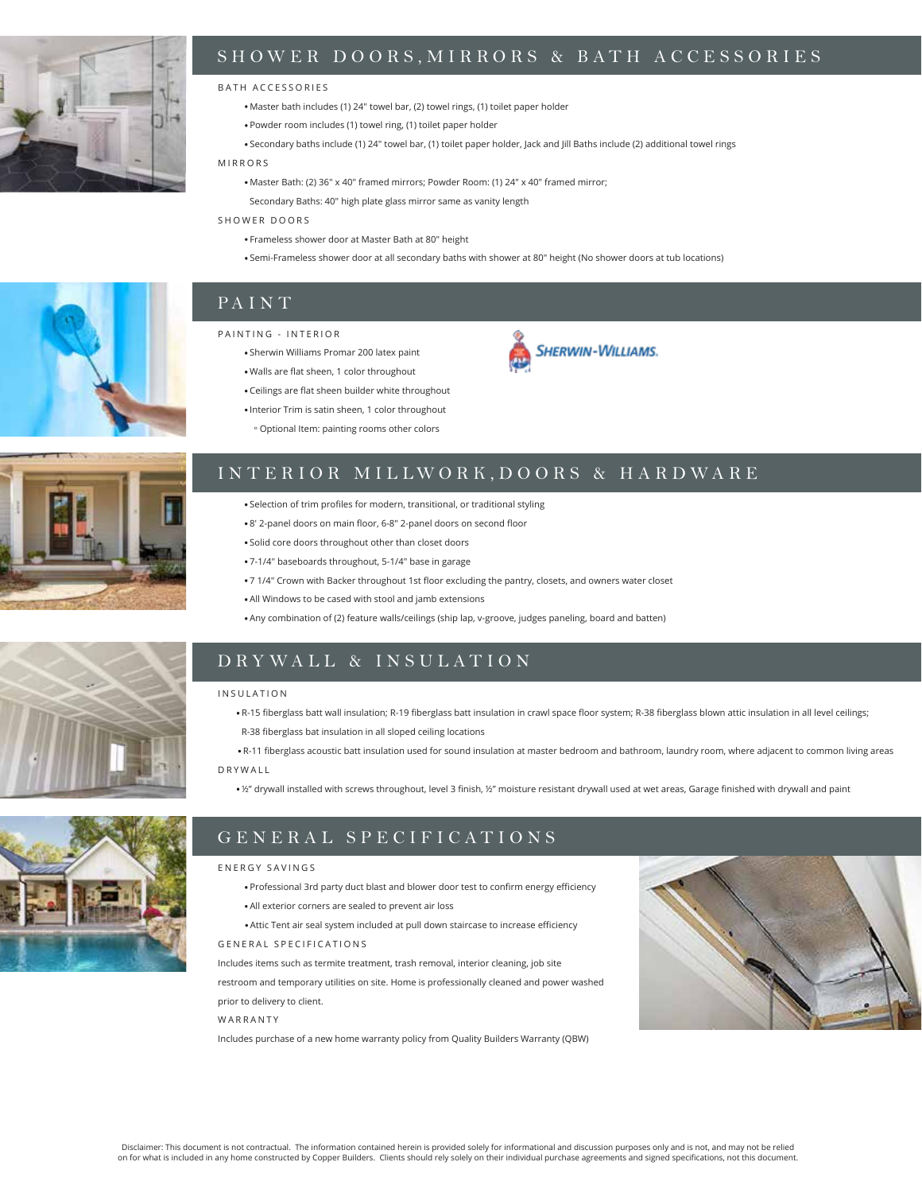## SHOWER DOORS, MIRRORS & BATH ACCESSORIES

### BATH ACCESSORIES

- Master bath includes (1) 24" towel bar, (2) towel rings, (1) toilet paper holder
- Powder room includes (1) towel ring, (1) toilet paper holder
- Secondary baths include (1) 24" towel bar, (1) toilet paper holder, Jack and Jill Baths include (2) additional towel rings

### MIRRORS

- Master Bath: (2) 36" x 40" framed mirrors; Powder Room: (1) 24" x 40" framed mirror;
  Secondary Baths: 40" high plate glass mirror same as vanity length

### SHOWER DOORS

- Frameless shower door at Master Bath at 80" height
- Semi-Frameless shower door at all secondary baths with shower at 80" height (No shower doors at tub locations)

## PAINT

### PAINTING - INTERIOR

- Sherwin Williams Promar 200 latex paint
- Walls are flat sheen, 1 color throughout
- Ceilings are flat sheen builder white throughout
- Interior Trim is satin sheen, 1 color throughout
  - Optional Item: painting rooms other colors

SHERWIN-WILLIAMS.

## INTERIOR MILLWORK, DOORS & HARDWARE

- Selection of trim profiles for modern, transitional, or traditional styling
- 8' 2-panel doors on main floor, 6-8" 2-panel doors on second floor
- Solid core doors throughout other than closet doors
- 7-1/4" baseboards throughout, 5-1/4" base in garage
- 7 1/4" Crown with Backer throughout 1st floor excluding the pantry, closets, and owners water closet
- All Windows to be cased with stool and jamb extensions
- Any combination of (2) feature walls/ceilings (ship lap, v-groove, judges paneling, board and batten)

## DRYWALL & INSULATION

### INSULATION

- R-15 fiberglass batt wall insulation; R-19 fiberglass batt insulation in crawl space floor system; R-38 fiberglass blown attic insulation in all level ceilings; R-38 fiberglass bat insulation in all sloped ceiling locations
- R-11 fiberglass acoustic batt insulation used for sound insulation at master bedroom and bathroom, laundry room, where adjacent to common living areas

### DRYWALL

- ½" drywall installed with screws throughout, level 3 finish, ½" moisture resistant drywall used at wet areas, Garage finished with drywall and paint

## GENERAL SPECIFICATIONS

### ENERGY SAVINGS

- Professional 3rd party duct blast and blower door test to confirm energy efficiency
- All exterior corners are sealed to prevent air loss
- Attic Tent air seal system included at pull down staircase to increase efficiency

### GENERAL SPECIFICATIONS

Includes items such as termite treatment, trash removal, interior cleaning, job site restroom and temporary utilities on site. Home is professionally cleaned and power washed prior to delivery to client.

### WARRANTY

Includes purchase of a new home warranty policy from Quality Builders Warranty (QBW)

Disclaimer: This document is not contractual. The information contained herein is provided solely for informational and discussion purposes only and is not, and may not be relied on for what is included in any home constructed by Copper Builders. Clients should rely solely on their individual purchase agreements and signed specifications, not this document.